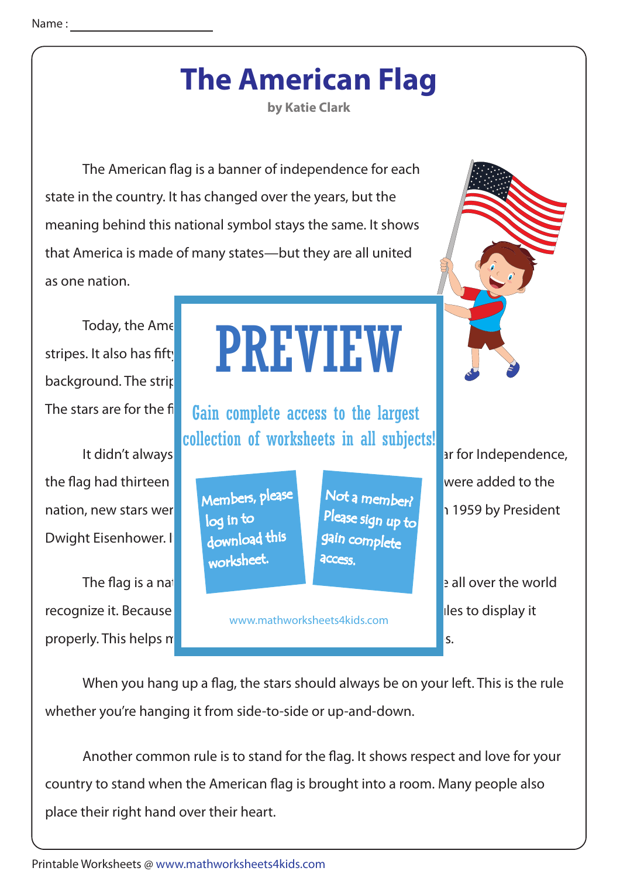Name : ____________________

# The American Flag

**by Katie Clark**

The American flag is a banner of independence for each state in the country. It has changed over the years, but the meaning behind this national symbol stays the same. It shows that America is made of many states—but they are all united as one nation.

Today, the Ame stripes. It also has fift background. The strip The stars are for the fi

It didn't always ar for Independence, the flag had thirteen were added to the nation, new stars wer 1959 by President Dwight Eisenhower. I

The flag is a nat all over the world recognize it. Because les to display it properly. This helps m s.

PREVIEW

Gain complete access to the largest collection of worksheets in all subjects!

Members, please log in to download this worksheet.

Not a member? Please sign up to gain complete access.

www.mathworksheets4kids.com

When you hang up a flag, the stars should always be on your left. This is the rule whether you're hanging it from side-to-side or up-and-down.

Another common rule is to stand for the flag. It shows respect and love for your country to stand when the American flag is brought into a room. Many people also place their right hand over their heart.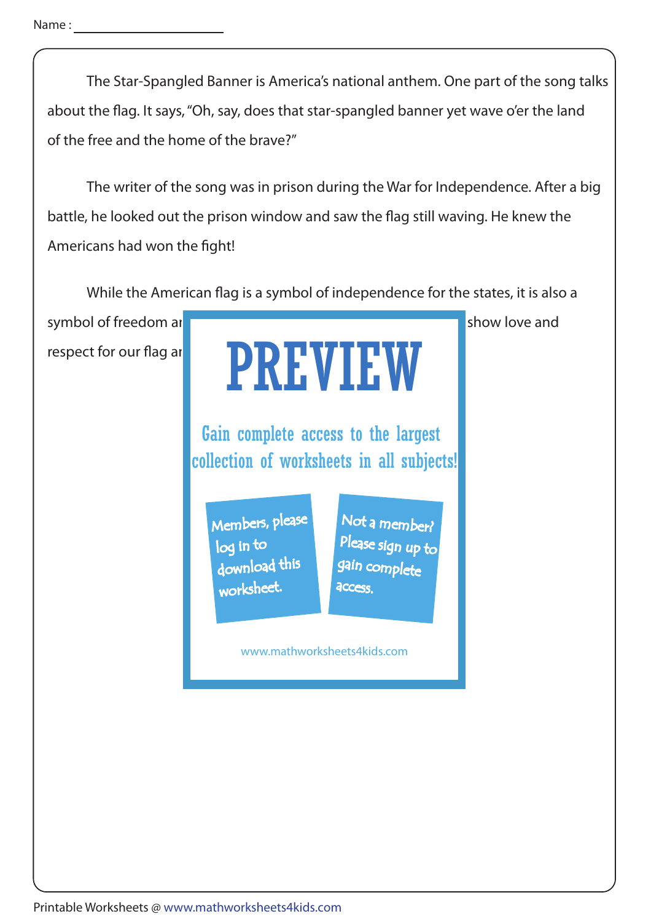Name : ______________________

The Star-Spangled Banner is America's national anthem. One part of the song talks about the flag. It says, "Oh, say, does that star-spangled banner yet wave o'er the land of the free and the home of the brave?"

The writer of the song was in prison during the War for Independence. After a big battle, he looked out the prison window and saw the flag still waving. He knew the Americans had won the fight!

While the American flag is a symbol of independence for the states, it is also a symbol of freedom ar ... show love and respect for our flag ar ...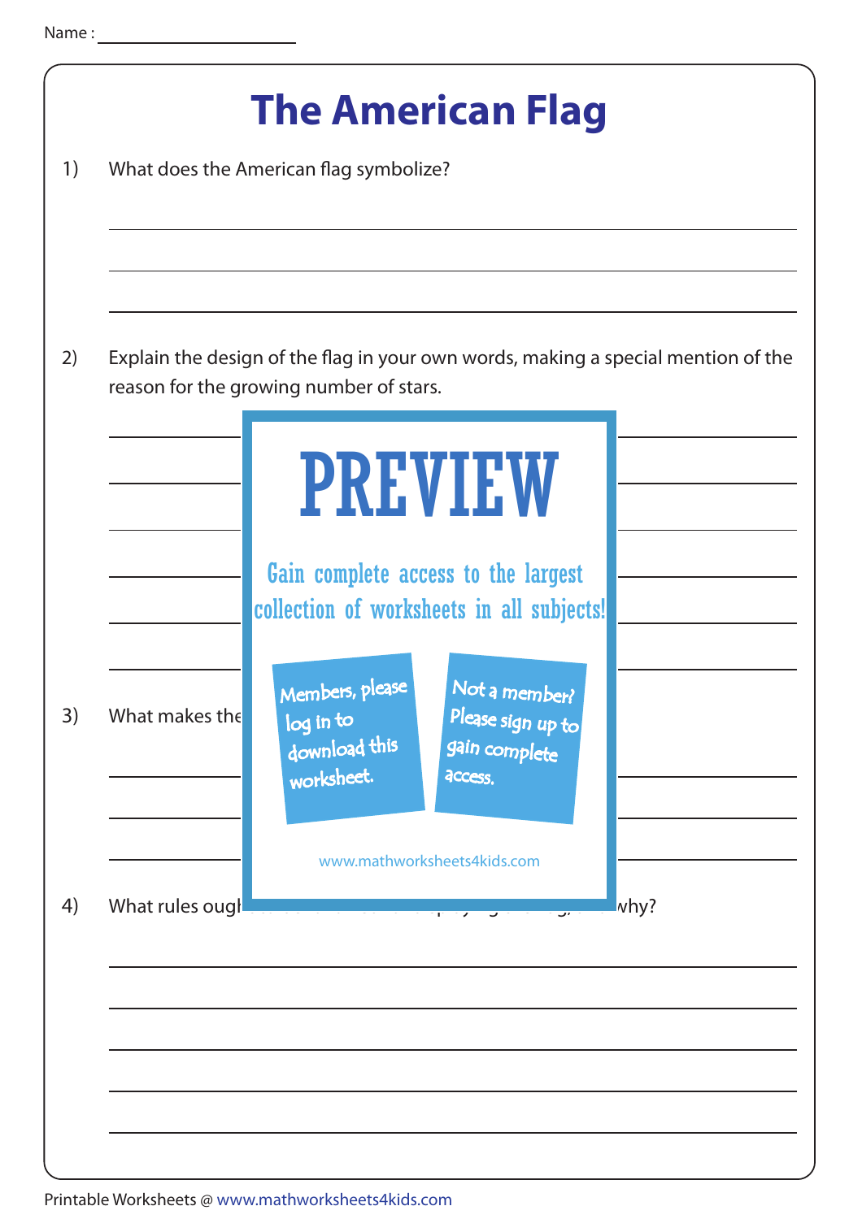Name :

# The American Flag

1) What does the American flag symbolize?

2) Explain the design of the flag in your own words, making a special mention of the reason for the growing number of stars.

PREVIEW

Gain complete access to the largest collection of worksheets in all subjects!

Members, please log in to download this worksheet.

Not a member? Please sign up to gain complete access.

www.mathworksheets4kids.com

3) What makes the

4) What rules ough why?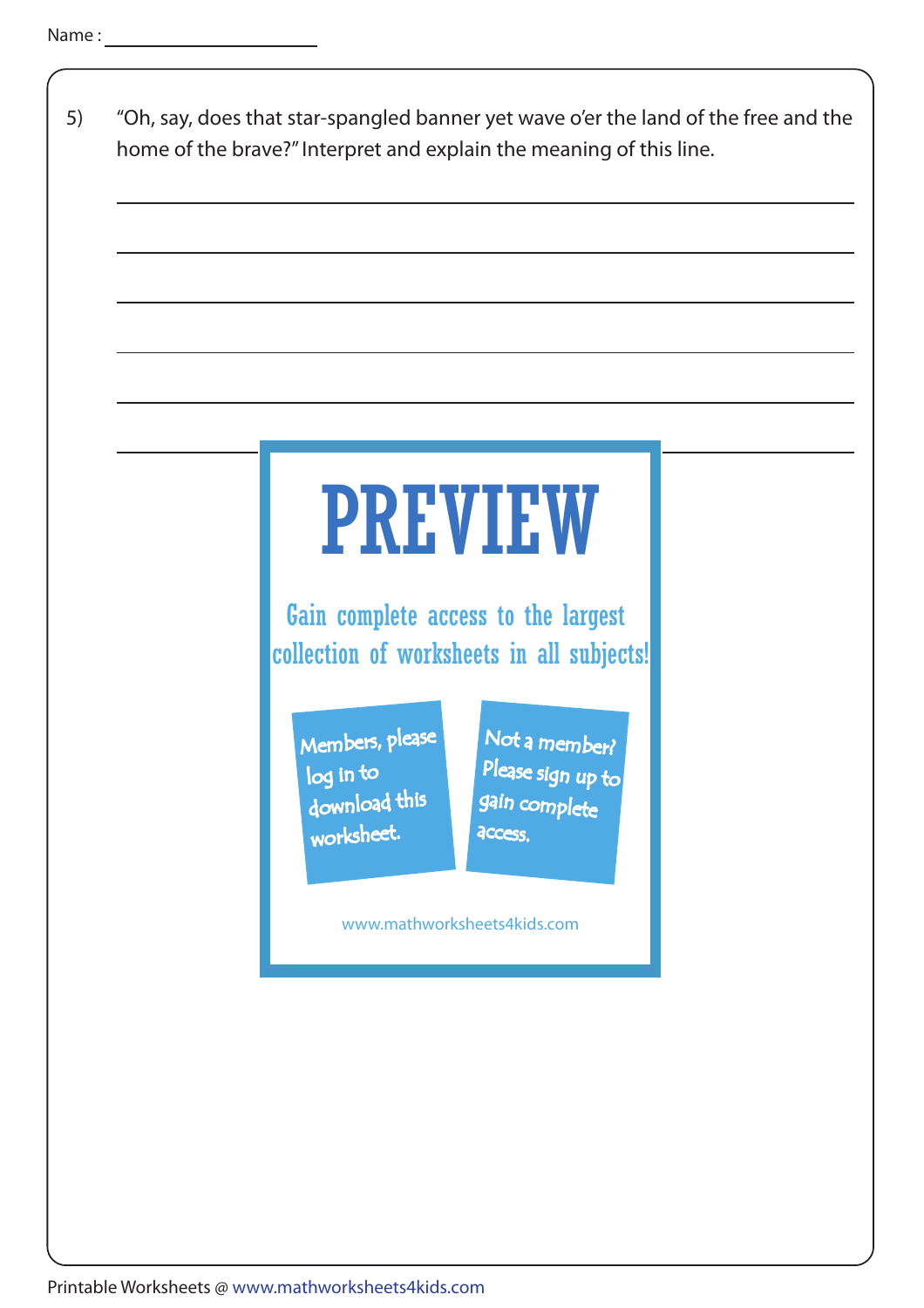Name : ____________________

5) "Oh, say, does that star-spangled banner yet wave o'er the land of the free and the home of the brave?" Interpret and explain the meaning of this line.

______________________________________________________________________

______________________________________________________________________

______________________________________________________________________

______________________________________________________________________

______________________________________________________________________

______________________________________________________________________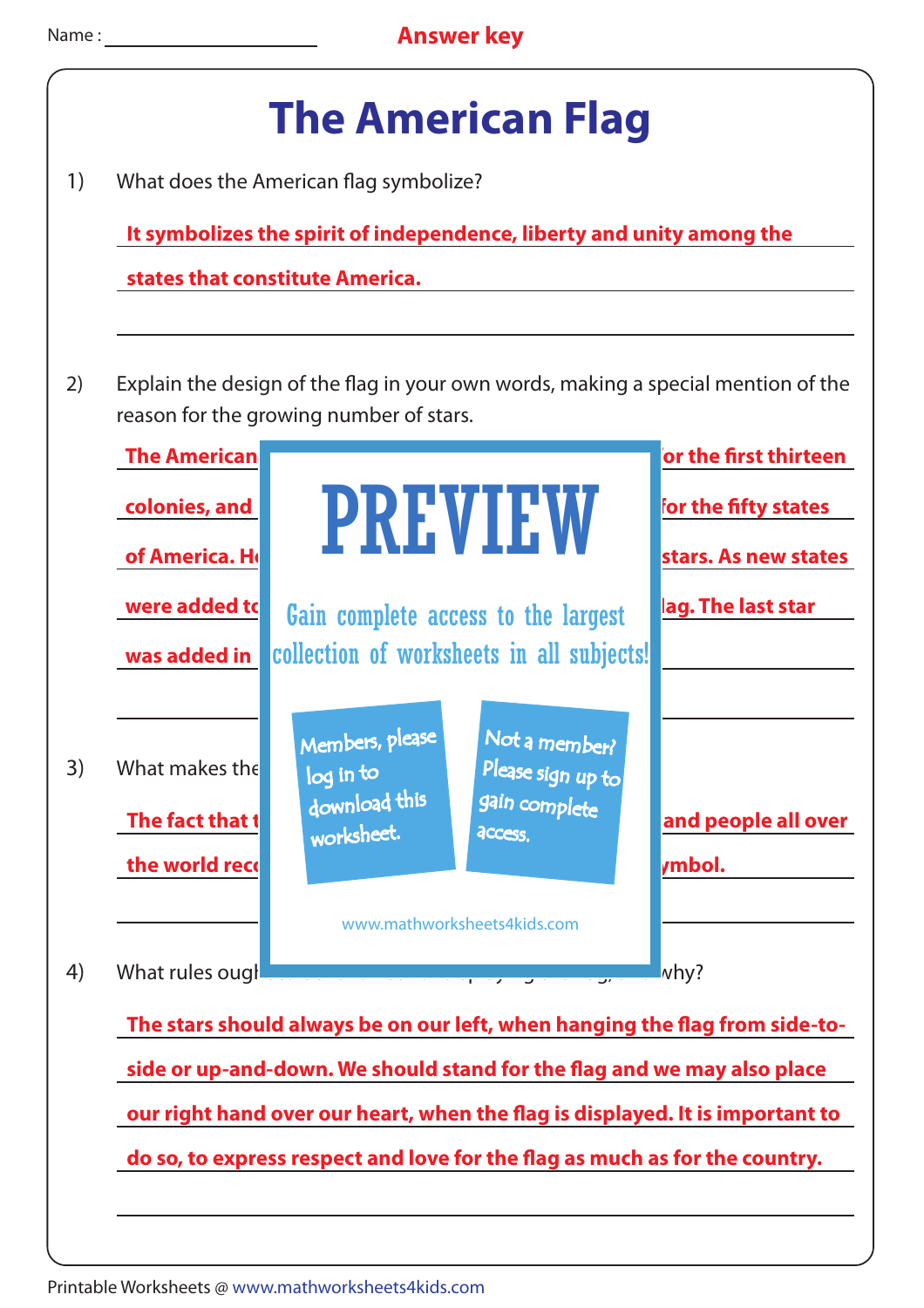Name : ____________________ **Answer key**

# The American Flag

1) What does the American flag symbolize?

**It symbolizes the spirit of independence, liberty and unity among the states that constitute America.**

2) Explain the design of the flag in your own words, making a special mention of the reason for the growing number of stars.

**The American** ... **for the first thirteen colonies, and** ... **for the fifty states of America. H**... **stars. As new states were added t**... **lag. The last star was added in** ...

# PREVIEW

Gain complete access to the largest collection of worksheets in all subjects!

Members, please log in to download this worksheet.

Not a member? Please sign up to gain complete access.

www.mathworksheets4kids.com

3) What makes the ...

**The fact that t**... **and people all over the world rec**... **ymbol.**

4) What rules ough... why?

**The stars should always be on our left, when hanging the flag from side-to-side or up-and-down. We should stand for the flag and we may also place our right hand over our heart, when the flag is displayed. It is important to do so, to express respect and love for the flag as much as for the country.**

Printable Worksheets @ www.mathworksheets4kids.com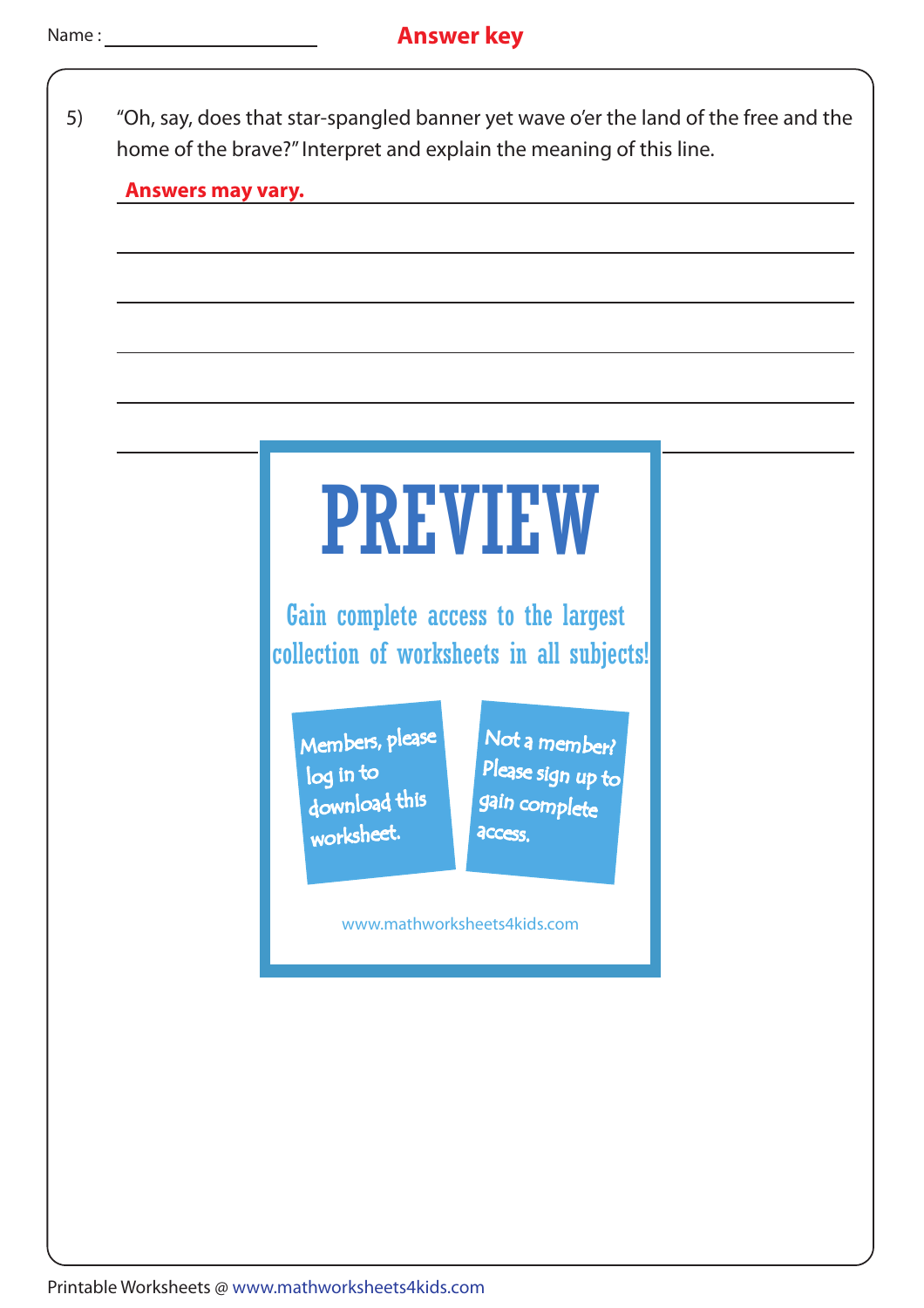Name :

**Answer key**

5) "Oh, say, does that star-spangled banner yet wave o'er the land of the free and the home of the brave?" Interpret and explain the meaning of this line.

**Answers may vary.**

PREVIEW

Gain complete access to the largest collection of worksheets in all subjects!

Members, please log in to download this worksheet.

Not a member? Please sign up to gain complete access.

www.mathworksheets4kids.com